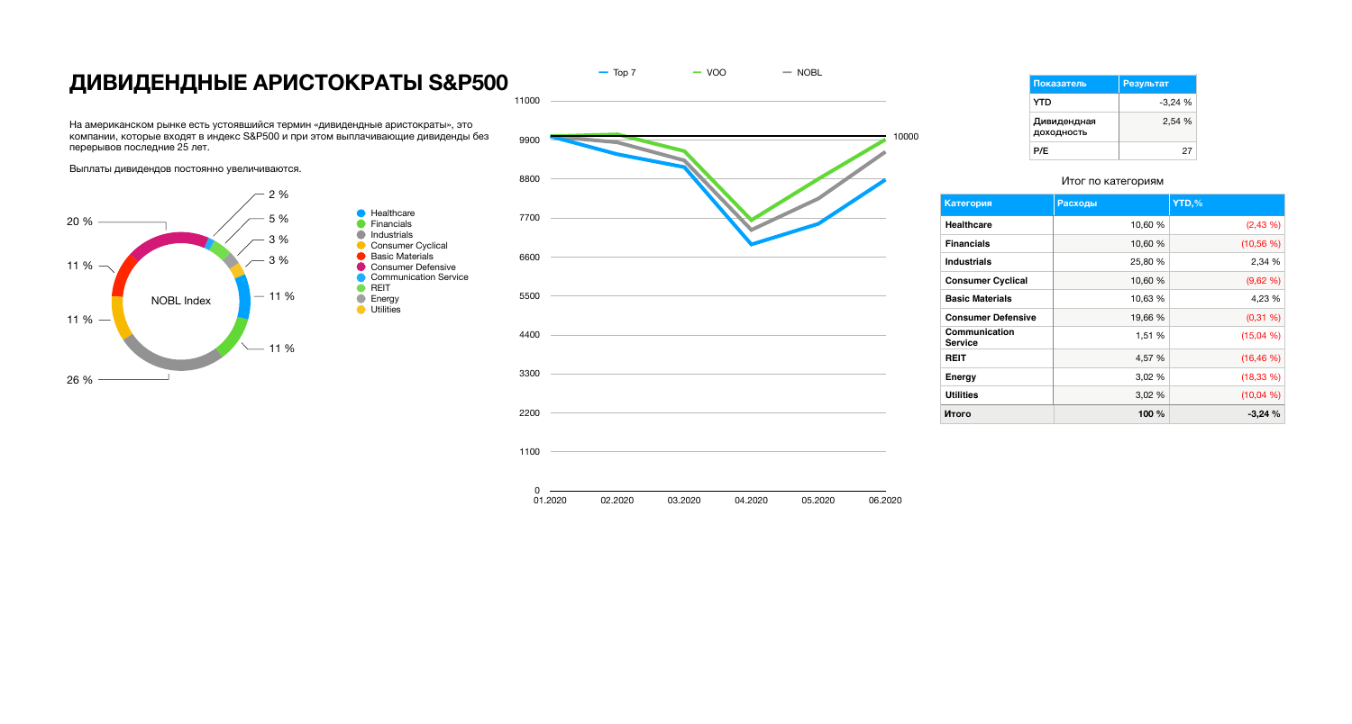# ДИВИДЕНДНЫЕ АРИСТОКРАТЫ S&P500

На американском рынке есть устоявшийся термин «дивидендные аристократы», это компании, которые входят в индекс S&P500 и при этом выплачивающие дивиденды без перерывов последние 25 лет.

Выплаты дивидендов постоянно увеличиваются.

| Показатель | Результат |
|---|---|
| YTD | -3,24 % |
| Дивидендная доходность | 2,54 % |
| P/E | 27 |

Итог по категориям

| Категория | Расходы | YTD,% |
|---|---|---|
| Healthcare | 10,60 % | (2,43 %) |
| Financials | 10,60 % | (10,56 %) |
| Industrials | 25,80 % | 2,34 % |
| Consumer Cyclical | 10,60 % | (9,62 %) |
| Basic Materials | 10,63 % | 4,23 % |
| Consumer Defensive | 19,66 % | (0,31 %) |
| Communication Service | 1,51 % | (15,04 %) |
| REIT | 4,57 % | (16,46 %) |
| Energy | 3,02 % | (18,33 %) |
| Utilities | 3,02 % | (10,04 %) |
| **Итого** | **100 %** | **-3,24 %** |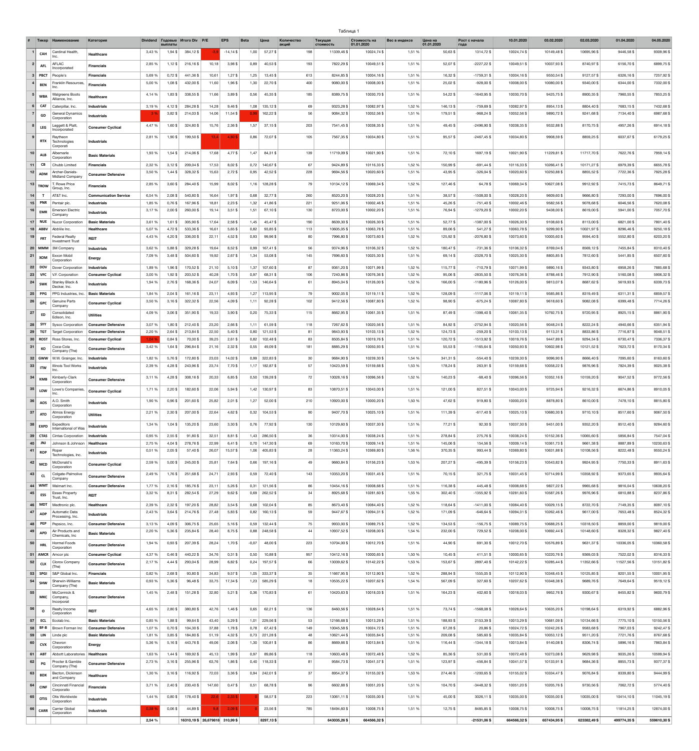Таблица 1

| # | Тикер | Наименование | Категория | Dividend | Годовые выплаты | Итого Div | P/E | EPS | Beta | Цена | Количество акций | Текущая стоимость | Стоимость на 01.01.2020 | Вес в индексе | Цена на 01.01.2020 | Рост с начала года | 10.01.2020 | 03.02.2020 | 02.03.2020 | 01.04.2020 | 04.05.2020 |
|---|---|---|---|---|---|---|---|---|---|---|---|---|---|---|---|---|---|---|---|---|---|
| 1 | CAH | Cardinal Health, Inc. | Healthcare | 3,43 % | 1,94 $ | 384,12 $ | -3,9 | -14,14 $ | 1,00 | 57,27 $ | 198 | 11339,46 $ | 10024,74 $ | 1,51 % | 50,63 $ | 1314,72 $ | 10024,74 $ | 10149,48 $ | 10695,96 $ | 9446,58 $ | 9309,96 $ |
| 2 | AFL | AFLAC Incorporated | Financials | 2,85 % | 1,12 $ | 216,16 $ | 10,18 | 3,98 $ | 0,89 | 40,53 $ | 193 | 7822,29 $ | 10049,51 $ | 1,51 % | 52,07 $ | -2227,22 $ | 10049,51 $ | 10037,93 $ | 8740,97 $ | 6156,70 $ | 6899,75 $ |
| 3 | PBCT | People's | Financials | 5,69 % | 0,72 $ | 441,36 $ | 10,61 | 1,27 $ | 1,25 | 13,45 $ | 613 | 8244,85 $ | 10004,16 $ | 1,51 % | 16,32 $ | -1759,31 $ | 10004,16 $ | 9550,54 $ | 9127,57 $ | 6326,16 $ | 7257,92 $ |
| 4 | BEN | Franklin Resources, Inc. | Financials | 5,00 % | 1,08 $ | 432,00 $ | 11,60 | 1,96 $ | 1,30 | 22,70 $ | 400 | 9080,00 $ | 10008,00 $ | 1,51 % | 25,02 $ | -928,00 $ | 10008,00 $ | 10080,00 $ | 9340,00 $ | 6344,00 $ | 7332,00 $ |
| 5 | WBA | Walgreens Boots Alliance, Inc. | Healthcare | 4,14 % | 1,83 $ | 338,55 $ | 11,66 | 3,89 $ | 0,56 | 45,35 $ | 185 | 8389,75 $ | 10030,70 $ | 1,51 % | 54,22 $ | -1640,95 $ | 10030,70 $ | 9425,75 $ | 8900,35 $ | 7960,55 $ | 7853,25 $ |
| 6 | CAT | Caterpillar, Inc. | Industrials | 3,19 % | 4,12 $ | 284,28 $ | 14,28 | 9,46 $ | 1,08 | 135,12 $ | 69 | 9323,28 $ | 10082,97 $ | 1,52 % | 146,13 $ | -759,69 $ | 10082,97 $ | 8954,13 $ | 8804,40 $ | 7683,15 $ | 7432,68 $ |
| 7 | GD | General Dynamics Corporation | Industrials | 3 % | 3,82 $ | 214,03 $ | 14,06 | 11,54 $ | 0,89 | 162,22 $ | 56 | 9084,32 $ | 10052,56 $ | 1,51 % | 179,51 $ | -968,24 $ | 10052,56 $ | 9890,72 $ | 9241,68 $ | 7134,40 $ | 6987,68 $ |
| 8 | LEG | Leggett & Platt, Incorporated | Consumer Cyclical | 4,47 % | 1,60 $ | 324,80 $ | 15,76 | 2,36 $ | 1,57 | 37,15 $ | 203 | 7541,45 $ | 10038,35 $ | 1,51 % | 49,45 $ | -2496,90 $ | 10038,35 $ | 9532,88 $ | 8170,75 $ | 4957,26 $ | 6914,18 $ |
| 9 | RTX | Raytheon Technologies Corporati | Industrials | 2,81 % | 1,90 $ | 199,50 $ | 13,4 | 4,50 $ | 0,86 | 72,07 $ | 105 | 7567,35 $ | 10034,80 $ | 1,51 % | 95,57 $ | -2467,45 $ | 10034,80 $ | 9908,59 $ | 8859,25 $ | 6037,67 $ | 6179,25 $ |
| 10 | ALB | Albemarle Corporation | Basic Materials | 1,93 % | 1,54 $ | 214,06 $ | 17,68 | 4,77 $ | 1,47 | 84,31 $ | 139 | 11719,09 $ | 10021,90 $ | 1,51 % | 72,10 $ | 1697,19 $ | 10021,90 $ | 11229,81 $ | 11717,70 $ | 7622,76 $ | 7959,14 $ |
| 11 | CB | Chubb Limited | Financials | 2,32 % | 3,12 $ | 209,04 $ | 17,53 | 8,02 $ | 0,72 | 140,67 $ | 67 | 9424,89 $ | 10116,33 $ | 1,52 % | 150,99 $ | -691,44 $ | 10116,33 $ | 10266,41 $ | 10171,27 $ | 6979,39 $ | 6655,78 $ |
| 12 | ADM | Archer-Daniels-Midland Company | Consumer Defensive | 3,50 % | 1,44 $ | 328,32 $ | 15,63 | 2,72 $ | 0,95 | 42,52 $ | 228 | 9694,56 $ | 10020,60 $ | 1,51 % | 43,95 $ | -326,04 $ | 10020,60 $ | 10250,88 $ | 8855,52 $ | 7722,36 $ | 7925,28 $ |
| 13 | TROW | T. Rowe Price Group, Inc. | Financials | 2,85 % | 3,60 $ | 284,40 $ | 15,99 | 8,02 $ | 1,16 | 128,28 $ | 79 | 10134,12 $ | 10069,34 $ | 1,52 % | 127,46 $ | 64,78 $ | 10069,34 $ | 10627,08 $ | 9912,92 $ | 7415,73 $ | 8649,71 $ |
| 14 | T | AT&T Inc. | Communication Service | 6,54 % | 2,08 $ | 540,80 $ | 16,64 | 1,97 $ | 0,68 | 32,77 $ | 260 | 8520,20 $ | 10028,20 $ | 1,51 % | 38,57 $ | -1508,00 $ | 10028,20 $ | 9609,60 $ | 9666,80 $ | 7293,00 $ | 7696,00 $ |
| 15 | PNR | Pentair plc. | Industrials | 1,85 % | 0,76 $ | 167,96 $ | 18,81 | 2,23 $ | 1,32 | 41,86 $ | 221 | 9251,06 $ | 10002,46 $ | 1,51 % | 45,26 $ | -751,40 $ | 10002,46 $ | 9582,56 $ | 9078,68 $ | 6046,56 $ | 7620,08 $ |
| 16 | EMR | Emerson Electric Company | Industrials | 3,17 % | 2,00 $ | 260,00 $ | 19,14 | 3,51 $ | 1,51 | 67,10 $ | 130 | 8723,00 $ | 10002,20 $ | 1,51 % | 76,94 $ | -1279,20 $ | 10002,20 $ | 9438,00 $ | 8619,00 $ | 5941,00 $ | 7057,70 $ |
| 17 | NUE | Nucor Corporation | Basic Materials | 3,61 % | 1,61 $ | 305,90 $ | 17,64 | 2,58 $ | 1,45 | 45,47 $ | 190 | 8639,30 $ | 10026,30 $ | 1,51 % | 52,77 $ | -1387,00 $ | 10026,30 $ | 9108,60 $ | 8113,00 $ | 6821,00 $ | 7801,40 $ |
| 18 | ABBV | AbbVie Inc. | Healthcare | 5,07 % | 4,72 $ | 533,36 $ | 16,61 | 5,65 $ | 0,82 | 93,85 $ | 113 | 10605,05 $ | 10063,78 $ | 1,51 % | 89,06 $ | 541,27 $ | 10063,78 $ | 9299,90 $ | 10021,97 $ | 8296,46 $ | 9250,18 $ |
| 19 | FRT | Federal Realty Investment Trust | REIT | 4,43 % | 4,20 $ | 336,00 $ | 22,11 | 4,52 $ | 0,93 | 99,96 $ | 80 | 7996,80 $ | 10073,60 $ | 1,52 % | 125,92 $ | -2076,80 $ | 10073,60 $ | 10005,60 $ | 9594,40 $ | 5552,80 $ | 6203,20 $ |
| 20 | MMM | 3M Company | Industrials | 3,62 % | 5,88 $ | 329,28 $ | 19,64 | 8,52 $ | 0,99 | 167,41 $ | 56 | 9374,96 $ | 10106,32 $ | 1,52 % | 180,47 $ | -731,36 $ | 10106,32 $ | 8769,04 $ | 8569,12 $ | 7455,84 $ | 8310,40 $ |
| 21 | XOM | Exxon Mobil Corporation | Energy | 7,09 % | 3,48 $ | 504,60 $ | 19,92 | 2,67 $ | 1,34 | 53,08 $ | 145 | 7696,60 $ | 10025,30 $ | 1,51 % | 69,14 $ | -2328,70 $ | 10025,30 $ | 8805,85 $ | 7812,60 $ | 5441,85 $ | 6507,60 $ |
| 22 | DOV | Dover Corporation | Industrials | 1,89 % | 1,96 $ | 170,52 $ | 21,10 | 5,10 $ | 1,37 | 107,60 $ | 87 | 9361,20 $ | 10071,99 $ | 1,52 % | 115,77 $ | -710,79 $ | 10071,99 $ | 9890,16 $ | 9343,80 $ | 6958,26 $ | 7885,68 $ |
| 23 | VFC | V.F. Corporation | Consumer Cyclical | 3,00 % | 1,92 $ | 203,52 $ | 40,28 | 1,70 $ | 0,97 | 68,31 $ | 106 | 7240,86 $ | 10076,36 $ | 1,52 % | 95,06 $ | -2835,50 $ | 10076,36 $ | 8788,46 $ | 7912,90 $ | 5160,08 $ | 5906,32 $ |
| 24 | SWK | Stanley Black & Decker, Inc. | Industrials | 1,94 % | 2,76 $ | 168,36 $ | 24,07 | 6,09 $ | 1,53 | 146,64 $ | 61 | 8945,04 $ | 10126,00 $ | 1,52 % | 166,00 $ | -1180,96 $ | 10126,00 $ | 9813,07 $ | 8687,62 $ | 5619,93 $ | 6339,73 $ |
| 25 | PPG | PPG Industries, Inc. | Basic Materials | 1,84 % | 2,04 $ | 161,16 $ | 23,11 | 4,93 $ | 1,27 | 113,95 $ | 79 | 9002,05 $ | 10119,11 $ | 1,52 % | 128,09 $ | -1117,06 $ | 10119,11 $ | 9585,86 $ | 8319,49 $ | 6311,31 $ | 6859,57 $ |
| 26 | GPC | Genuine Parts Company | Consumer Cyclical | 3,50 % | 3,16 $ | 322,32 $ | 22,56 | 4,09 $ | 1,11 | 92,28 $ | 102 | 9412,56 $ | 10087,80 $ | 1,52 % | 98,90 $ | -675,24 $ | 10087,80 $ | 9618,60 $ | 9082,08 $ | 6399,48 $ | 7714,26 $ |
| 27 | ED | Consolidated Edison, Inc. | Utilities | 4,09 % | 3,06 $ | 351,90 $ | 19,33 | 3,90 $ | 0,20 | 75,33 $ | 115 | 8662,95 $ | 10061,35 $ | 1,51 % | 87,49 $ | -1398,40 $ | 10061,35 $ | 10792,75 $ | 9720,95 $ | 8925,15 $ | 8861,90 $ |
| 28 | SYY | Sysco Corporation | Consumer Defensive | 3,07 % | 1,80 $ | 212,40 $ | 23,20 | 2,66 $ | 1,11 | 61,59 $ | 118 | 7267,62 $ | 10020,56 $ | 1,51 % | 84,92 $ | -2752,94 $ | 10020,56 $ | 9048,24 $ | 8222,24 $ | 4940,66 $ | 6351,94 $ |
| 29 | TGT | Target Corporation | Consumer Defensive | 2,20 % | 2,64 $ | 213,84 $ | 22,50 | 5,40 $ | 0,80 | 121,53 $ | 81 | 9843,93 $ | 10103,13 $ | 1,52 % | 124,73 $ | -259,20 $ | 10103,13 $ | 9113,31 $ | 8833,86 $ | 7716,87 $ | 9048,51 $ |
| 30 | ROST | Ross Stores, Inc. | Consumer Cyclical | 1,04 % | 0,84 $ | 70,00 $ | 39,25 | 2,61 $ | 0,82 | 102,48 $ | 83 | 8505,84 $ | 10019,76 $ | 1,51 % | 120,72 $ | -1513,92 $ | 10019,76 $ | 9447,89 $ | 9294,34 $ | 6730,47 $ | 7336,37 $ |
| 31 | KO | Coca-Cola Company (The) | Consumer Defensive | 3,42 % | 1,64 $ | 296,84 $ | 21,16 | 2,32 $ | 0,55 | 49,09 $ | 181 | 8885,29 $ | 10050,93 $ | 1,51 % | 55,53 $ | -1165,64 $ | 10050,93 $ | 10602,98 $ | 10121,52 $ | 7623,72 $ | 8170,34 $ |
| 32 | GWW | W.W. Grainger, Inc. | Industrials | 1,82 % | 5,76 $ | 172,80 $ | 23,03 | 14,02 $ | 0,99 | 322,83 $ | 30 | 9684,90 $ | 10239,30 $ | 1,54 % | 341,31 $ | -554,40 $ | 10239,30 $ | 9096,90 $ | 8666,40 $ | 7095,60 $ | 8163,60 $ |
| 33 | ITW | Illinois Tool Works Inc. | Industrials | 2,39 % | 4,28 $ | 243,96 $ | 23,74 | 7,70 $ | 1,17 | 182,87 $ | 57 | 10423,59 $ | 10159,68 $ | 1,53 % | 178,24 $ | 263,91 $ | 10159,68 $ | 10058,22 $ | 9876,96 $ | 7824,39 $ | 9025,38 $ |
| 34 | KMB | Kimberly-Clark Corporation | Consumer Defensive | 3,11 % | 4,28 $ | 308,16 $ | 20,33 | 6,85 $ | 0,50 | 139,28 $ | 72 | 10028,16 $ | 10096,56 $ | 1,52 % | 140,23 $ | -68,40 $ | 10096,56 $ | 10352,16 $ | 10159,20 $ | 9047,52 $ | 9772,56 $ |
| 35 | LOW | Lowe's Companies, Inc. | Consumer Cyclical | 1,71 % | 2,20 $ | 182,60 $ | 22,06 | 5,94 $ | 1,42 | 130,97 $ | 83 | 10870,51 $ | 10043,00 $ | 1,51 % | 121,00 $ | 827,51 $ | 10043,00 $ | 9725,94 $ | 9216,32 $ | 6674,86 $ | 8910,05 $ |
| 36 | AOS | A.O. Smith Corporation | Industrials | 1,90 % | 0,96 $ | 201,60 $ | 25,82 | 2,01 $ | 1,27 | 52,00 $ | 210 | 10920,00 $ | 10000,20 $ | 1,50 % | 47,62 $ | 919,80 $ | 10000,20 $ | 8878,80 $ | 8610,00 $ | 7478,10 $ | 8815,80 $ |
| 37 | ATO | Atmos Energy Corporation | Utilities | 2,21 % | 2,30 $ | 207,00 $ | 22,64 | 4,62 $ | 0,32 | 104,53 $ | 90 | 9407,70 $ | 10025,10 $ | 1,51 % | 111,39 $ | -617,40 $ | 10025,10 $ | 10680,30 $ | 9710,10 $ | 8517,60 $ | 9067,50 $ |
| 38 | EXPD | Expeditors International of Was | Industrials | 1,34 % | 1,04 $ | 135,20 $ | 23,60 | 3,30 $ | 0,76 | 77,92 $ | 130 | 10129,60 $ | 10037,30 $ | 1,51 % | 77,21 $ | 92,30 $ | 10037,30 $ | 9451,00 $ | 9352,20 $ | 8512,40 $ | 9284,60 $ |
| 39 | CTAS | Cintas Corporation | Industrials | 0,95 % | 2,55 $ | 91,80 $ | 32,51 | 8,81 $ | 1,43 | 286,50 $ | 36 | 10314,00 $ | 10038,24 $ | 1,51 % | 278,84 $ | 275,76 $ | 10038,24 $ | 10152,36 $ | 10065,60 $ | 5856,84 $ | 7547,04 $ |
| 40 | JNJ | Johnson & Johnson | Healthcare | 2,75 % | 4,04 $ | 278,76 $ | 22,99 | 6,41 $ | 0,70 | 147,30 $ | 69 | 10163,70 $ | 10009,14 $ | 1,51 % | 145,06 $ | 154,56 $ | 10009,14 $ | 10361,73 $ | 9661,38 $ | 8887,89 $ | 10230,63 $ |
| 41 | ROP | Roper Technologies, Inc. | Industrials | 0,51 % | 2,05 $ | 57,40 $ | 26,07 | 15,57 $ | 1,06 | 405,83 $ | 28 | 11363,24 $ | 10369,80 $ | 1,56 % | 370,35 $ | 993,44 $ | 10369,80 $ | 10631,88 $ | 10108,56 $ | 8222,48 $ | 9650,24 $ |
| 42 | MCD | McDonald's Corporation | Consumer Cyclical | 2,59 % | 5,00 $ | 245,00 $ | 25,81 | 7,64 $ | 0,66 | 197,16 $ | 49 | 9660,84 $ | 10156,23 $ | 1,53 % | 207,27 $ | -495,39 $ | 10156,23 $ | 10543,82 $ | 9924,95 $ | 7750,33 $ | 8911,63 $ |
| 43 | CL | Colgate-Palmolive Company | Consumer Defensive | 2,49 % | 1,76 $ | 251,68 $ | 24,71 | 2,93 $ | 0,59 | 72,40 $ | 143 | 10353,20 $ | 10031,45 $ | 1,51 % | 70,15 $ | 321,75 $ | 10031,45 $ | 10714,99 $ | 10358,92 $ | 9373,65 $ | 9935,64 $ |
| 44 | WMT | Walmart Inc. | Consumer Defensive | 1,77 % | 2,16 $ | 185,76 $ | 23,11 | 5,26 $ | 0,31 | 121,56 $ | 86 | 10454,16 $ | 10008,68 $ | 1,51 % | 116,38 $ | 445,48 $ | 10008,68 $ | 9827,22 $ | 9965,68 $ | 9816,04 $ | 10638,20 $ |
| 45 | ESS | Essex Property Trust, Inc. | REIT | 3,32 % | 8,31 $ | 282,54 $ | 27,29 | 9,62 $ | 0,69 | 262,52 $ | 34 | 8925,68 $ | 10281,60 $ | 1,55 % | 302,40 $ | -1355,92 $ | 10281,60 $ | 10587,26 $ | 9976,96 $ | 6810,88 $ | 8237,86 $ |
| 46 | MDT | Medtronic plc. | Healthcare | 2,39 % | 2,32 $ | 197,20 $ | 28,82 | 3,54 $ | 0,68 | 102,04 $ | 85 | 8673,40 $ | 10084,40 $ | 1,52 % | 118,64 $ | -1411,00 $ | 10084,40 $ | 10029,15 $ | 8722,70 $ | 7149,35 $ | 8097,10 $ |
| 47 | ADP | Automatic Data Processing, Inc. | Industrials | 2,43 % | 3,64 $ | 214,76 $ | 27,48 | 5,83 $ | 0,82 | 160,13 $ | 59 | 9447,67 $ | 10094,31 $ | 1,52 % | 171,09 $ | -646,64 $ | 10094,31 $ | 10262,46 $ | 9617,00 $ | 7653,48 $ | 8524,32 $ |
| 48 | PEP | Pepsico, Inc. | Consumer Defensive | 3,13 % | 4,09 $ | 306,75 $ | 25,65 | 5,16 $ | 0,59 | 132,44 $ | 75 | 9933,00 $ | 10089,75 $ | 1,52 % | 134,53 $ | -156,75 $ | 10089,75 $ | 10688,25 $ | 10318,50 $ | 8859,00 $ | 9819,00 $ |
| 49 | APD | Air Products and Chemicals, Inc | Basic Materials | 2,20 % | 5,36 $ | 235,84 $ | 28,40 | 8,75 $ | 0,88 | 248,58 $ | 44 | 10937,52 $ | 10208,00 $ | 1,54 % | 232,00 $ | 729,52 $ | 10208,00 $ | 10692,44 $ | 10148,60 $ | 8328,32 $ | 9827,40 $ |
| 50 | HRL | Hormel Foods Corporation | Consumer Defensive | 1,94 % | 0,93 $ | 207,39 $ | 28,24 | 1,70 $ | -0,07 | 48,00 $ | 223 | 10704,00 $ | 10012,70 $ | 1,51 % | 44,90 $ | 691,30 $ | 10012,70 $ | 10576,89 $ | 9631,37 $ | 10336,05 $ | 10360,58 $ |
| 51 | AMCR | Amcor plc | Consumer Cyclical | 4,37 % | 0,46 $ | 440,22 $ | 34,76 | 0,31 $ | 0,50 | 10,88 $ | 957 | 10412,16 $ | 10000,65 $ | 1,50 % | 10,45 $ | 411,51 $ | 10000,65 $ | 10220,76 $ | 9369,03 $ | 7522,02 $ | 8316,33 $ |
| 52 | CLX | Clorox Company (The) | Consumer Defensive | 2,17 % | 4,44 $ | 293,04 $ | 28,99 | 6,82 $ | 0,24 | 197,57 $ | 66 | 13039,62 $ | 10142,22 $ | 1,53 % | 153,67 $ | 2897,40 $ | 10142,22 $ | 10285,44 $ | 11352,66 $ | 11527,56 $ | 13151,82 $ |
| 53 | SPGI | S&P Global Inc. | Financials | 0,82 % | 2,68 $ | 93,80 $ | 34,83 | 9,57 $ | 1,05 | 333,37 $ | 35 | 11667,95 $ | 10112,90 $ | 1,52 % | 288,94 $ | 1555,05 $ | 10112,90 $ | 10348,45 $ | 10125,85 $ | 8201,55 $ | 10001,95 $ |
| 54 | SHW | Sherwin-Williams Company (The) | Basic Materials | 0,93 % | 5,36 $ | 96,48 $ | 33,75 | 17,34 $ | 1,23 | 585,29 $ | 18 | 10535,22 $ | 10207,62 $ | 1,54 % | 567,09 $ | 327,60 $ | 10207,62 $ | 10348,38 $ | 9689,76 $ | 7649,64 $ | 9519,12 $ |
| 55 | MKC | McCormick & Company, Incorporat | Consumer Defensive | 1,45 % | 2,48 $ | 151,28 $ | 32,80 | 5,21 $ | 0,36 | 170,83 $ | 61 | 10420,63 $ | 10018,03 $ | 1,51 % | 164,23 $ | 402,60 $ | 10018,03 $ | 9952,76 $ | 9300,67 $ | 8455,82 $ | 9600,79 $ |
| 56 | O | Realty Income Corporation | REIT | 4,65 % | 2,80 $ | 380,80 $ | 42,76 | 1,46 $ | 0,65 | 62,21 $ | 136 | 8460,56 $ | 10028,64 $ | 1,51 % | 73,74 $ | -1568,08 $ | 10028,64 $ | 10635,20 $ | 10198,64 $ | 6319,92 $ | 6882,96 $ |
| 57 | ECL | Ecolab Inc. | Basic Materials | 0,85 % | 1,88 $ | 99,64 $ | 43,40 | 5,29 $ | 1,01 | 229,56 $ | 53 | 12166,68 $ | 10013,29 $ | 1,51 % | 188,93 $ | 2153,39 $ | 10013,29 $ | 10681,09 $ | 10134,66 $ | 7775,10 $ | 10150,56 $ |
| 58 | BF-B | Brown Forman Inc | Consumer Defensive | 1,07 % | 0,70 $ | 104,30 $ | 37,88 | 1,78 $ | 0,78 | 67,42 $ | 149 | 10045,58 $ | 10024,72 $ | 1,51 % | 67,28 $ | 20,86 $ | 10024,72 $ | 10242,26 $ | 9583,68 $ | 7967,03 $ | 9242,47 $ |
| 59 | LIN | Linde plc | Basic Materials | 1,81 % | 3,85 $ | 184,80 $ | 51,19 | 4,32 $ | 0,73 | 221,28 $ | 48 | 10621,44 $ | 10035,84 $ | 1,51 % | 209,08 $ | 585,60 $ | 10035,84 $ | 10053,12 $ | 9511,20 $ | 7721,76 $ | 8767,68 $ |
| 60 | CVX | Chevron Corporation | Energy | 5,36 % | 5,16 $ | 443,76 $ | 49,06 | 2,06 $ | 1,30 | 100,81 $ | 86 | 8669,66 $ | 10013,84 $ | 1,51 % | 116,44 $ | -1344,18 $ | 10013,84 $ | 9140,08 $ | 8306,74 $ | 5896,16 $ | 7863,84 $ |
| 61 | ABT | Abbott Laboratories | Healthcare | 1,63 % | 1,44 $ | 169,92 $ | 45,13 | 1,99 $ | 0,97 | 89,86 $ | 118 | 10603,48 $ | 10072,48 $ | 1,52 % | 85,36 $ | 531,00 $ | 10072,48 $ | 10273,08 $ | 9629,98 $ | 9035,26 $ | 10599,94 $ |
| 62 | PG | Procter & Gamble Company (The) | Consumer Defensive | 2,73 % | 3,16 $ | 255,96 $ | 63,76 | 1,86 $ | 0,40 | 118,33 $ | 81 | 9584,73 $ | 10041,57 $ | 1,51 % | 123,97 $ | -456,84 $ | 10041,57 $ | 10133,91 $ | 9684,36 $ | 8855,73 $ | 9377,37 $ |
| 63 | BDX | Becton, Dickinson and Company | Healthcare | 1,30 % | 3,16 $ | 116,92 $ | 72,03 | 3,36 $ | 0,94 | 242,01 $ | 37 | 8954,37 $ | 10155,02 $ | 1,53 % | 274,46 $ | -1200,65 $ | 10155,02 $ | 10334,47 $ | 9076,84 $ | 8339,80 $ | 9444,99 $ |
| 64 | CINF | Cincinnati Financial Corporatio | Financials | 3,71 % | 2,40 $ | 230,40 $ | 147,60 | 0,47 $ | 0,51 | 68,78 $ | 96 | 6602,88 $ | 10051,20 $ | 1,51 % | 104,70 $ | -3448,32 $ | 10051,20 $ | 10205,76 $ | 9730,56 $ | 7062,72 $ | 5774,40 $ |
| 65 | OTIS | Otis Worldwide Corporation | Industrials | 1,44 % | 0,80 $ | 178,40 $ | 22,6 | 2,33 $ | 0 | 58,57 $ | 223 | 13061,11 $ | 10035,00 $ | 1,51 % | 45,00 $ | 3026,11 $ | 10035,00 $ | 10035,00 $ | 10035,00 $ | 10414,10 $ | 11045,19 $ |
| 66 | CARR | Carrier Global Corporation | Industrials | 0,38 % | 0,06 $ | 44,89 $ | 9,8 | 2,08 $ | 0 | 23,56 $ | 785 | 18494,60 $ | 10008,75 $ | 1,51 % | 12,75 $ | 8485,85 $ | 10008,75 $ | 10008,75 $ | 10008,75 $ | 11814,25 $ | 12874,00 $ |
| | | | | 2,54 % | | 16310,19 $ | 26,679818 | 310,99 $ | | 8297,13 $ | | 643035,26 $ | 664566,32 $ | | | -21531,06 $ | 664566,32 $ | 657434,95 $ | 623382,49 $ | 499774,35 $ | 559610,30 $ |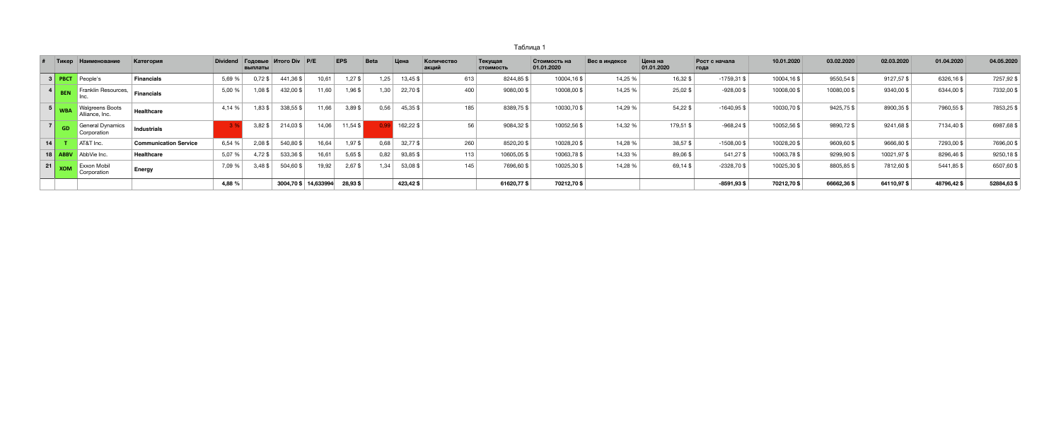Таблица 1

| # | Тикер | Наименование | Категория | Dividend | Годовые выплаты | Итого Div | P/E | EPS | Beta | Цена | Количество акций | Текущая стоимость | Стоимость на 01.01.2020 | Вес в индексе | Цена на 01.01.2020 | Рост с начала года | 10.01.2020 | 03.02.2020 | 02.03.2020 | 01.04.2020 | 04.05.2020 |
|---|---|---|---|---|---|---|---|---|---|---|---|---|---|---|---|---|---|---|---|---|---|
| 3 | PBCT | People's | **Financials** | 5,69 % | 0,72 $ | 441,36 $ | 10,61 | 1,27 $ | 1,25 | 13,45 $ | 613 | 8244,85 $ | 10004,16 $ | 14,25 % | 16,32 $ | -1759,31 $ | 10004,16 $ | 9550,54 $ | 9127,57 $ | 6326,16 $ | 7257,92 $ |
| 4 | BEN | Franklin Resources, Inc. | **Financials** | 5,00 % | 1,08 $ | 432,00 $ | 11,60 | 1,96 $ | 1,30 | 22,70 $ | 400 | 9080,00 $ | 10008,00 $ | 14,25 % | 25,02 $ | -928,00 $ | 10008,00 $ | 10080,00 $ | 9340,00 $ | 6344,00 $ | 7332,00 $ |
| 5 | WBA | Walgreens Boots Alliance, Inc. | **Healthcare** | 4,14 % | 1,83 $ | 338,55 $ | 11,66 | 3,89 $ | 0,56 | 45,35 $ | 185 | 8389,75 $ | 10030,70 $ | 14,29 % | 54,22 $ | -1640,95 $ | 10030,70 $ | 9425,75 $ | 8900,35 $ | 7960,55 $ | 7853,25 $ |
| 7 | GD | General Dynamics Corporation | **Industrials** | 3 % | 3,82 $ | 214,03 $ | 14,06 | 11,54 $ | 0,99 | 162,22 $ | 56 | 9084,32 $ | 10052,56 $ | 14,32 % | 179,51 $ | -968,24 $ | 10052,56 $ | 9890,72 $ | 9241,68 $ | 7134,40 $ | 6987,68 $ |
| 14 | T | AT&T Inc. | **Communication Service** | 6,54 % | 2,08 $ | 540,80 $ | 16,64 | 1,97 $ | 0,68 | 32,77 $ | 260 | 8520,20 $ | 10028,20 $ | 14,28 % | 38,57 $ | -1508,00 $ | 10028,20 $ | 9609,60 $ | 9666,80 $ | 7293,00 $ | 7696,00 $ |
| 18 | ABBV | AbbVie Inc. | **Healthcare** | 5,07 % | 4,72 $ | 533,36 $ | 16,61 | 5,65 $ | 0,82 | 93,85 $ | 113 | 10605,05 $ | 10063,78 $ | 14,33 % | 89,06 $ | 541,27 $ | 10063,78 $ | 9299,90 $ | 10021,97 $ | 8296,46 $ | 9250,18 $ |
| 21 | XOM | Exxon Mobil Corporation | **Energy** | 7,09 % | 3,48 $ | 504,60 $ | 19,92 | 2,67 $ | 1,34 | 53,08 $ | 145 | 7696,60 $ | 10025,30 $ | 14,28 % | 69,14 $ | -2328,70 $ | 10025,30 $ | 8805,85 $ | 7812,60 $ | 5441,85 $ | 6507,60 $ |
| | | | | **4,88 %** | | **3004,70 $** | **14,633994** | **28,93 $** | | **423,42 $** | | **61620,77 $** | **70212,70 $** | | | **-8591,93 $** | **70212,70 $** | **66662,36 $** | **64110,97 $** | **48796,42 $** | **52884,63 $** |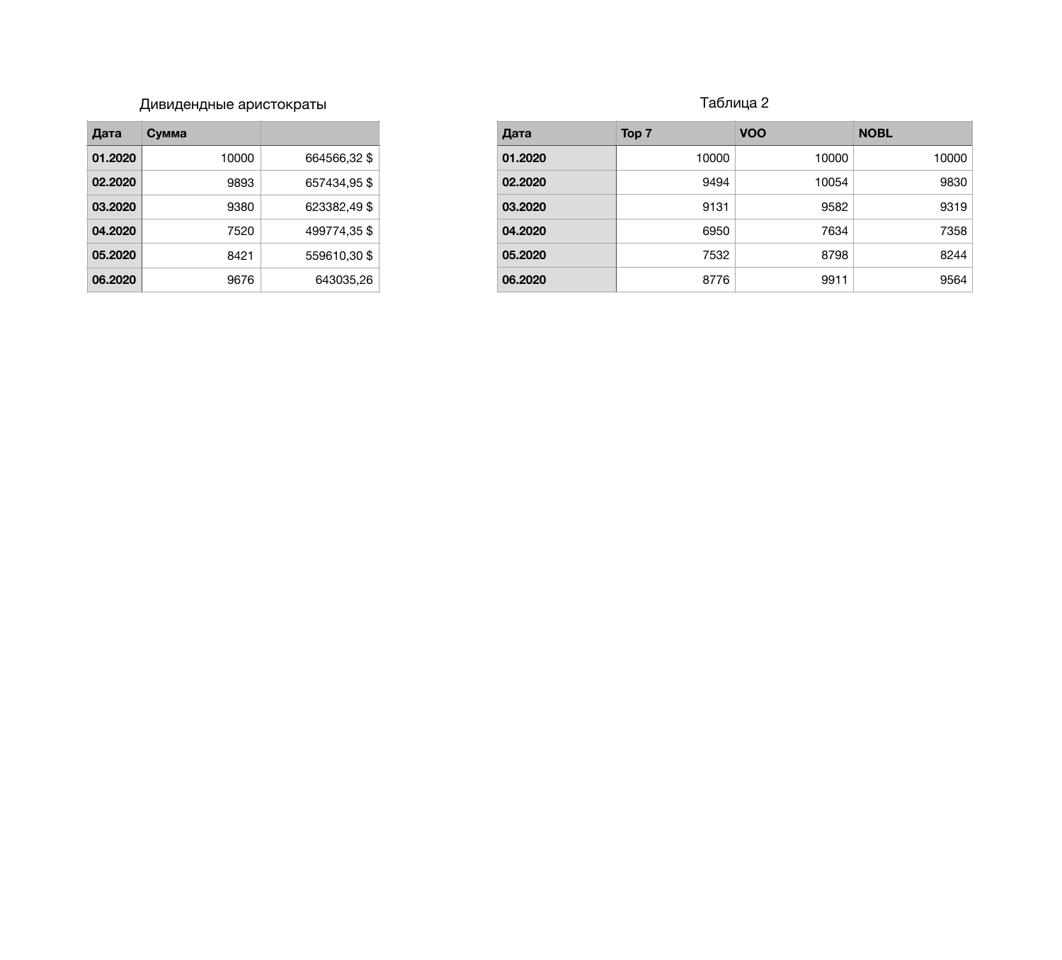Дивидендные аристократы

| Дата | Сумма | |
|---|---|---|
| 01.2020 | 10000 | 664566,32 $ |
| 02.2020 | 9893 | 657434,95 $ |
| 03.2020 | 9380 | 623382,49 $ |
| 04.2020 | 7520 | 499774,35 $ |
| 05.2020 | 8421 | 559610,30 $ |
| 06.2020 | 9676 | 643035,26 |

Таблица 2

| Дата | Top 7 | VOO | NOBL |
|---|---|---|---|
| 01.2020 | 10000 | 10000 | 10000 |
| 02.2020 | 9494 | 10054 | 9830 |
| 03.2020 | 9131 | 9582 | 9319 |
| 04.2020 | 6950 | 7634 | 7358 |
| 05.2020 | 7532 | 8798 | 8244 |
| 06.2020 | 8776 | 9911 | 9564 |